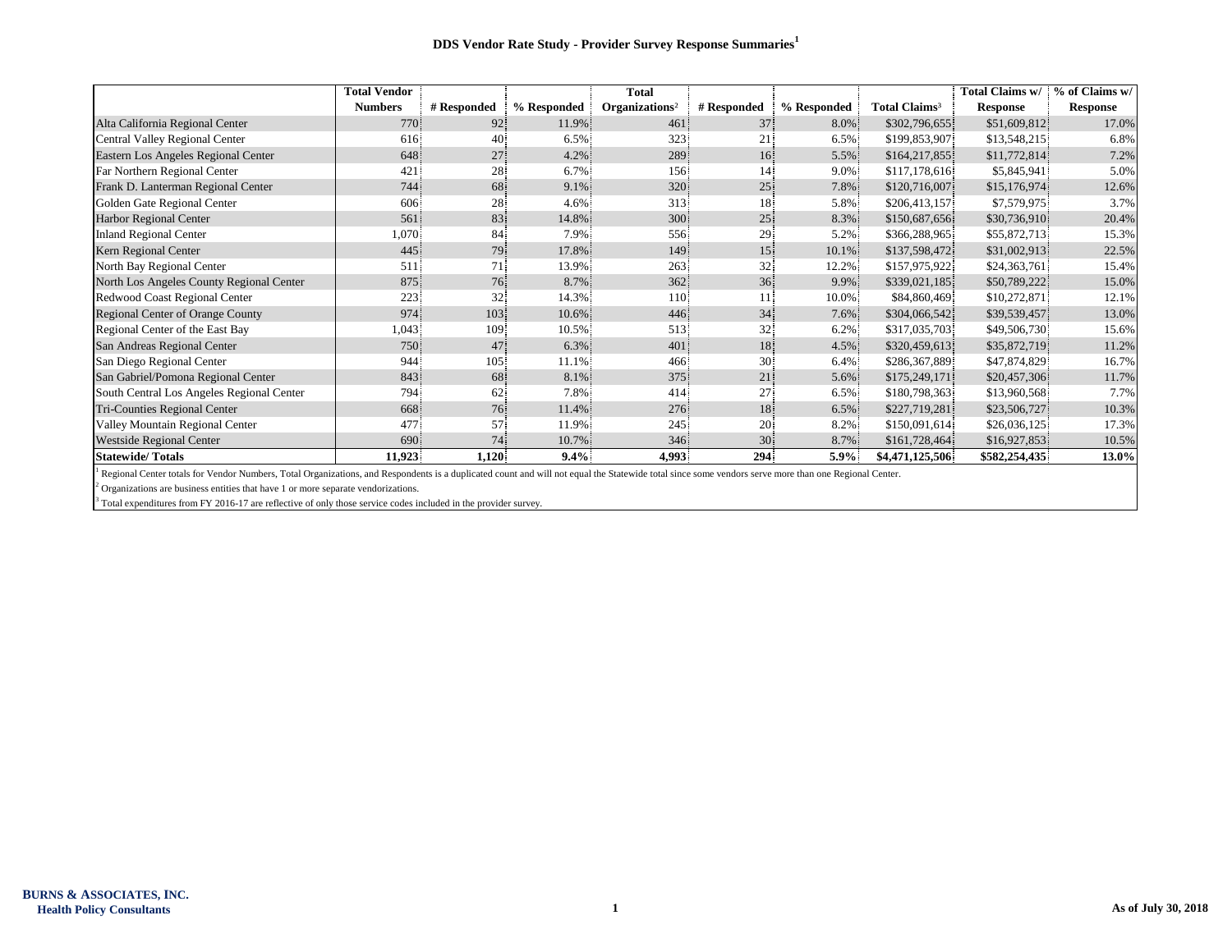# DDS Vendor Rate Study - Provider Survey Response Summaries[1]

| | Total Vendor Numbers | # Responded | % Responded | Total Organizations[2] | # Responded | % Responded | Total Claims[3] | Total Claims w/ Response | % of Claims w/ Response |
|---|---|---|---|---|---|---|---|---|---|
| Alta California Regional Center | 770 | 92 | 11.9% | 461 | 37 | 8.0% | $302,796,655 | $51,609,812 | 17.0% |
| Central Valley Regional Center | 616 | 40 | 6.5% | 323 | 21 | 6.5% | $199,853,907 | $13,548,215 | 6.8% |
| Eastern Los Angeles Regional Center | 648 | 27 | 4.2% | 289 | 16 | 5.5% | $164,217,855 | $11,772,814 | 7.2% |
| Far Northern Regional Center | 421 | 28 | 6.7% | 156 | 14 | 9.0% | $117,178,616 | $5,845,941 | 5.0% |
| Frank D. Lanterman Regional Center | 744 | 68 | 9.1% | 320 | 25 | 7.8% | $120,716,007 | $15,176,974 | 12.6% |
| Golden Gate Regional Center | 606 | 28 | 4.6% | 313 | 18 | 5.8% | $206,413,157 | $7,579,975 | 3.7% |
| Harbor Regional Center | 561 | 83 | 14.8% | 300 | 25 | 8.3% | $150,687,656 | $30,736,910 | 20.4% |
| Inland Regional Center | 1,070 | 84 | 7.9% | 556 | 29 | 5.2% | $366,288,965 | $55,872,713 | 15.3% |
| Kern Regional Center | 445 | 79 | 17.8% | 149 | 15 | 10.1% | $137,598,472 | $31,002,913 | 22.5% |
| North Bay Regional Center | 511 | 71 | 13.9% | 263 | 32 | 12.2% | $157,975,922 | $24,363,761 | 15.4% |
| North Los Angeles County Regional Center | 875 | 76 | 8.7% | 362 | 36 | 9.9% | $339,021,185 | $50,789,222 | 15.0% |
| Redwood Coast Regional Center | 223 | 32 | 14.3% | 110 | 11 | 10.0% | $84,860,469 | $10,272,871 | 12.1% |
| Regional Center of Orange County | 974 | 103 | 10.6% | 446 | 34 | 7.6% | $304,066,542 | $39,539,457 | 13.0% |
| Regional Center of the East Bay | 1,043 | 109 | 10.5% | 513 | 32 | 6.2% | $317,035,703 | $49,506,730 | 15.6% |
| San Andreas Regional Center | 750 | 47 | 6.3% | 401 | 18 | 4.5% | $320,459,613 | $35,872,719 | 11.2% |
| San Diego Regional Center | 944 | 105 | 11.1% | 466 | 30 | 6.4% | $286,367,889 | $47,874,829 | 16.7% |
| San Gabriel/Pomona Regional Center | 843 | 68 | 8.1% | 375 | 21 | 5.6% | $175,249,171 | $20,457,306 | 11.7% |
| South Central Los Angeles Regional Center | 794 | 62 | 7.8% | 414 | 27 | 6.5% | $180,798,363 | $13,960,568 | 7.7% |
| Tri-Counties Regional Center | 668 | 76 | 11.4% | 276 | 18 | 6.5% | $227,719,281 | $23,506,727 | 10.3% |
| Valley Mountain Regional Center | 477 | 57 | 11.9% | 245 | 20 | 8.2% | $150,091,614 | $26,036,125 | 17.3% |
| Westside Regional Center | 690 | 74 | 10.7% | 346 | 30 | 8.7% | $161,728,464 | $16,927,853 | 10.5% |
| **Statewide/ Totals** | **11,923** | **1,120** | **9.4%** | **4,993** | **294** | **5.9%** | **$4,471,125,506** | **$582,254,435** | **13.0%** |

[1] Regional Center totals for Vendor Numbers, Total Organizations, and Respondents is a duplicated count and will not equal the Statewide total since some vendors serve more than one Regional Center.

[2] Organizations are business entities that have 1 or more separate vendorizations.

[3] Total expenditures from FY 2016-17 are reflective of only those service codes included in the provider survey.

**BURNS & ASSOCIATES, INC.**
**Health Policy Consultants**

**As of July 30, 2018**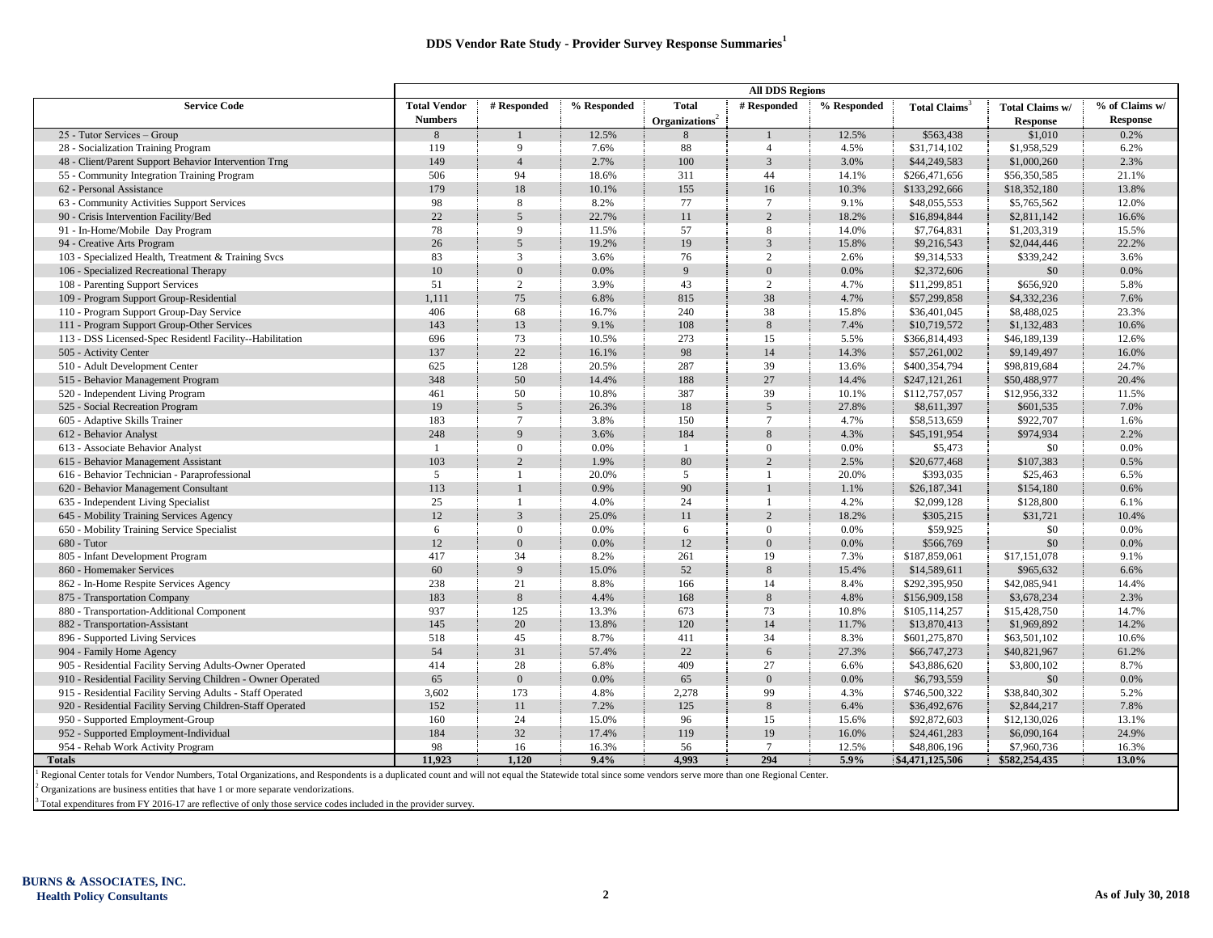## DDS Vendor Rate Study - Provider Survey Response Summaries[1]

| | All DDS Regions | | | | | | | | |
|---|---|---|---|---|---|---|---|---|---|
| **Service Code** | **Total Vendor Numbers** | **# Responded** | **% Responded** | **Total Organizations[2]** | **# Responded** | **% Responded** | **Total Claims[3]** | **Total Claims w/ Response** | **% of Claims w/ Response** |
| 25 - Tutor Services – Group | 8 | 1 | 12.5% | 8 | 1 | 12.5% | $563,438 | $1,010 | 0.2% |
| 28 - Socialization Training Program | 119 | 9 | 7.6% | 88 | 4 | 4.5% | $31,714,102 | $1,958,529 | 6.2% |
| 48 - Client/Parent Support Behavior Intervention Trng | 149 | 4 | 2.7% | 100 | 3 | 3.0% | $44,249,583 | $1,000,260 | 2.3% |
| 55 - Community Integration Training Program | 506 | 94 | 18.6% | 311 | 44 | 14.1% | $266,471,656 | $56,350,585 | 21.1% |
| 62 - Personal Assistance | 179 | 18 | 10.1% | 155 | 16 | 10.3% | $133,292,666 | $18,352,180 | 13.8% |
| 63 - Community Activities Support Services | 98 | 8 | 8.2% | 77 | 7 | 9.1% | $48,055,553 | $5,765,562 | 12.0% |
| 90 - Crisis Intervention Facility/Bed | 22 | 5 | 22.7% | 11 | 2 | 18.2% | $16,894,844 | $2,811,142 | 16.6% |
| 91 - In-Home/Mobile Day Program | 78 | 9 | 11.5% | 57 | 8 | 14.0% | $7,764,831 | $1,203,319 | 15.5% |
| 94 - Creative Arts Program | 26 | 5 | 19.2% | 19 | 3 | 15.8% | $9,216,543 | $2,044,446 | 22.2% |
| 103 - Specialized Health, Treatment & Training Svcs | 83 | 3 | 3.6% | 76 | 2 | 2.6% | $9,314,533 | $339,242 | 3.6% |
| 106 - Specialized Recreational Therapy | 10 | 0 | 0.0% | 9 | 0 | 0.0% | $2,372,606 | $0 | 0.0% |
| 108 - Parenting Support Services | 51 | 2 | 3.9% | 43 | 2 | 4.7% | $11,299,851 | $656,920 | 5.8% |
| 109 - Program Support Group-Residential | 1,111 | 75 | 6.8% | 815 | 38 | 4.7% | $57,299,858 | $4,332,236 | 7.6% |
| 110 - Program Support Group-Day Service | 406 | 68 | 16.7% | 240 | 38 | 15.8% | $36,401,045 | $8,488,025 | 23.3% |
| 111 - Program Support Group-Other Services | 143 | 13 | 9.1% | 108 | 8 | 7.4% | $10,719,572 | $1,132,483 | 10.6% |
| 113 - DSS Licensed-Spec Residentl Facility--Habilitation | 696 | 73 | 10.5% | 273 | 15 | 5.5% | $366,814,493 | $46,189,139 | 12.6% |
| 505 - Activity Center | 137 | 22 | 16.1% | 98 | 14 | 14.3% | $57,261,002 | $9,149,497 | 16.0% |
| 510 - Adult Development Center | 625 | 128 | 20.5% | 287 | 39 | 13.6% | $400,354,794 | $98,819,684 | 24.7% |
| 515 - Behavior Management Program | 348 | 50 | 14.4% | 188 | 27 | 14.4% | $247,121,261 | $50,488,977 | 20.4% |
| 520 - Independent Living Program | 461 | 50 | 10.8% | 387 | 39 | 10.1% | $112,757,057 | $12,956,332 | 11.5% |
| 525 - Social Recreation Program | 19 | 5 | 26.3% | 18 | 5 | 27.8% | $8,611,397 | $601,535 | 7.0% |
| 605 - Adaptive Skills Trainer | 183 | 7 | 3.8% | 150 | 7 | 4.7% | $58,513,659 | $922,707 | 1.6% |
| 612 - Behavior Analyst | 248 | 9 | 3.6% | 184 | 8 | 4.3% | $45,191,954 | $974,934 | 2.2% |
| 613 - Associate Behavior Analyst | 1 | 0 | 0.0% | 1 | 0 | 0.0% | $5,473 | $0 | 0.0% |
| 615 - Behavior Management Assistant | 103 | 2 | 1.9% | 80 | 2 | 2.5% | $20,677,468 | $107,383 | 0.5% |
| 616 - Behavior Technician - Paraprofessional | 5 | 1 | 20.0% | 5 | 1 | 20.0% | $393,035 | $25,463 | 6.5% |
| 620 - Behavior Management Consultant | 113 | 1 | 0.9% | 90 | 1 | 1.1% | $26,187,341 | $154,180 | 0.6% |
| 635 - Independent Living Specialist | 25 | 1 | 4.0% | 24 | 1 | 4.2% | $2,099,128 | $128,800 | 6.1% |
| 645 - Mobility Training Services Agency | 12 | 3 | 25.0% | 11 | 2 | 18.2% | $305,215 | $31,721 | 10.4% |
| 650 - Mobility Training Service Specialist | 6 | 0 | 0.0% | 6 | 0 | 0.0% | $59,925 | $0 | 0.0% |
| 680 - Tutor | 12 | 0 | 0.0% | 12 | 0 | 0.0% | $566,769 | $0 | 0.0% |
| 805 - Infant Development Program | 417 | 34 | 8.2% | 261 | 19 | 7.3% | $187,859,061 | $17,151,078 | 9.1% |
| 860 - Homemaker Services | 60 | 9 | 15.0% | 52 | 8 | 15.4% | $14,589,611 | $965,632 | 6.6% |
| 862 - In-Home Respite Services Agency | 238 | 21 | 8.8% | 166 | 14 | 8.4% | $292,395,950 | $42,085,941 | 14.4% |
| 875 - Transportation Company | 183 | 8 | 4.4% | 168 | 8 | 4.8% | $156,909,158 | $3,678,234 | 2.3% |
| 880 - Transportation-Additional Component | 937 | 125 | 13.3% | 673 | 73 | 10.8% | $105,114,257 | $15,428,750 | 14.7% |
| 882 - Transportation-Assistant | 145 | 20 | 13.8% | 120 | 14 | 11.7% | $13,870,413 | $1,969,892 | 14.2% |
| 896 - Supported Living Services | 518 | 45 | 8.7% | 411 | 34 | 8.3% | $601,275,870 | $63,501,102 | 10.6% |
| 904 - Family Home Agency | 54 | 31 | 57.4% | 22 | 6 | 27.3% | $66,747,273 | $40,821,967 | 61.2% |
| 905 - Residential Facility Serving Adults-Owner Operated | 414 | 28 | 6.8% | 409 | 27 | 6.6% | $43,886,620 | $3,800,102 | 8.7% |
| 910 - Residential Facility Serving Children - Owner Operated | 65 | 0 | 0.0% | 65 | 0 | 0.0% | $6,793,559 | $0 | 0.0% |
| 915 - Residential Facility Serving Adults - Staff Operated | 3,602 | 173 | 4.8% | 2,278 | 99 | 4.3% | $746,500,322 | $38,840,302 | 5.2% |
| 920 - Residential Facility Serving Children-Staff Operated | 152 | 11 | 7.2% | 125 | 8 | 6.4% | $36,492,676 | $2,844,217 | 7.8% |
| 950 - Supported Employment-Group | 160 | 24 | 15.0% | 96 | 15 | 15.6% | $92,872,603 | $12,130,026 | 13.1% |
| 952 - Supported Employment-Individual | 184 | 32 | 17.4% | 119 | 19 | 16.0% | $24,461,283 | $6,090,164 | 24.9% |
| 954 - Rehab Work Activity Program | 98 | 16 | 16.3% | 56 | 7 | 12.5% | $48,806,196 | $7,960,736 | 16.3% |
| **Totals** | **11,923** | **1,120** | **9.4%** | **4,993** | **294** | **5.9%** | **$4,471,125,506** | **$582,254,435** | **13.0%** |

[1] Regional Center totals for Vendor Numbers, Total Organizations, and Respondents is a duplicated count and will not equal the Statewide total since some vendors serve more than one Regional Center.

[2] Organizations are business entities that have 1 or more separate vendorizations.

[3] Total expenditures from FY 2016-17 are reflective of only those service codes included in the provider survey.

**BURNS & ASSOCIATES, INC.**
**Health Policy Consultants**

**As of July 30, 2018**